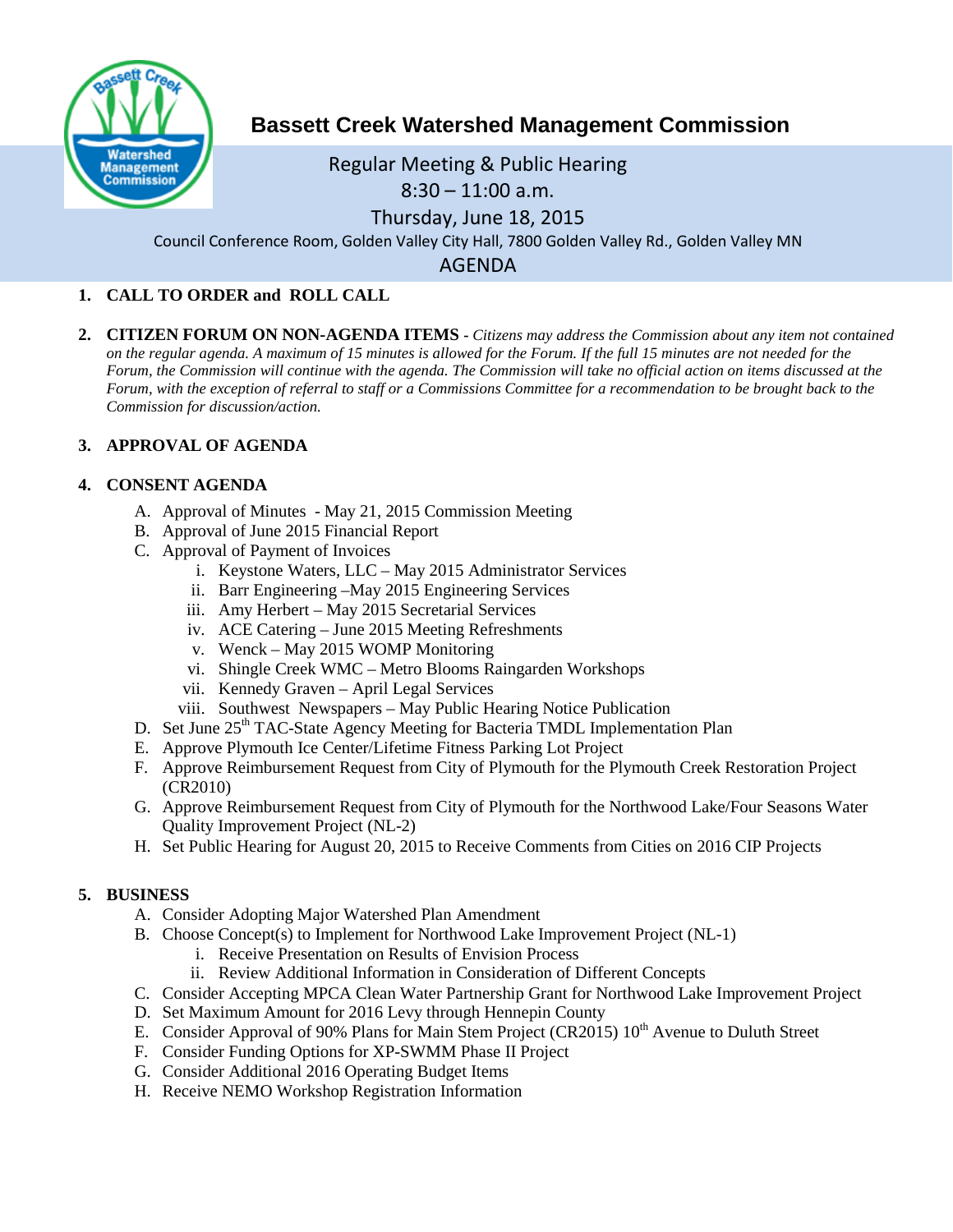# Bassett Creek Watershed Management Commission

Regular Meeting & Public Hearing
8:30 – 11:00 a.m.
Thursday, June 18, 2015
Council Conference Room, Golden Valley City Hall, 7800 Golden Valley Rd., Golden Valley MN

## AGENDA

1. **CALL TO ORDER and ROLL CALL**

2. **CITIZEN FORUM ON NON-AGENDA ITEMS** - *Citizens may address the Commission about any item not contained on the regular agenda. A maximum of 15 minutes is allowed for the Forum. If the full 15 minutes are not needed for the Forum, the Commission will continue with the agenda. The Commission will take no official action on items discussed at the Forum, with the exception of referral to staff or a Commissions Committee for a recommendation to be brought back to the Commission for discussion/action.*

3. **APPROVAL OF AGENDA**

4. **CONSENT AGENDA**
   A. Approval of Minutes - May 21, 2015 Commission Meeting
   B. Approval of June 2015 Financial Report
   C. Approval of Payment of Invoices
      i. Keystone Waters, LLC – May 2015 Administrator Services
      ii. Barr Engineering –May 2015 Engineering Services
      iii. Amy Herbert – May 2015 Secretarial Services
      iv. ACE Catering – June 2015 Meeting Refreshments
      v. Wenck – May 2015 WOMP Monitoring
      vi. Shingle Creek WMC – Metro Blooms Raingarden Workshops
      vii. Kennedy Graven – April Legal Services
      viii. Southwest Newspapers – May Public Hearing Notice Publication
   D. Set June 25th TAC-State Agency Meeting for Bacteria TMDL Implementation Plan
   E. Approve Plymouth Ice Center/Lifetime Fitness Parking Lot Project
   F. Approve Reimbursement Request from City of Plymouth for the Plymouth Creek Restoration Project (CR2010)
   G. Approve Reimbursement Request from City of Plymouth for the Northwood Lake/Four Seasons Water Quality Improvement Project (NL-2)
   H. Set Public Hearing for August 20, 2015 to Receive Comments from Cities on 2016 CIP Projects

5. **BUSINESS**
   A. Consider Adopting Major Watershed Plan Amendment
   B. Choose Concept(s) to Implement for Northwood Lake Improvement Project (NL-1)
      i. Receive Presentation on Results of Envision Process
      ii. Review Additional Information in Consideration of Different Concepts
   C. Consider Accepting MPCA Clean Water Partnership Grant for Northwood Lake Improvement Project
   D. Set Maximum Amount for 2016 Levy through Hennepin County
   E. Consider Approval of 90% Plans for Main Stem Project (CR2015) 10th Avenue to Duluth Street
   F. Consider Funding Options for XP-SWMM Phase II Project
   G. Consider Additional 2016 Operating Budget Items
   H. Receive NEMO Workshop Registration Information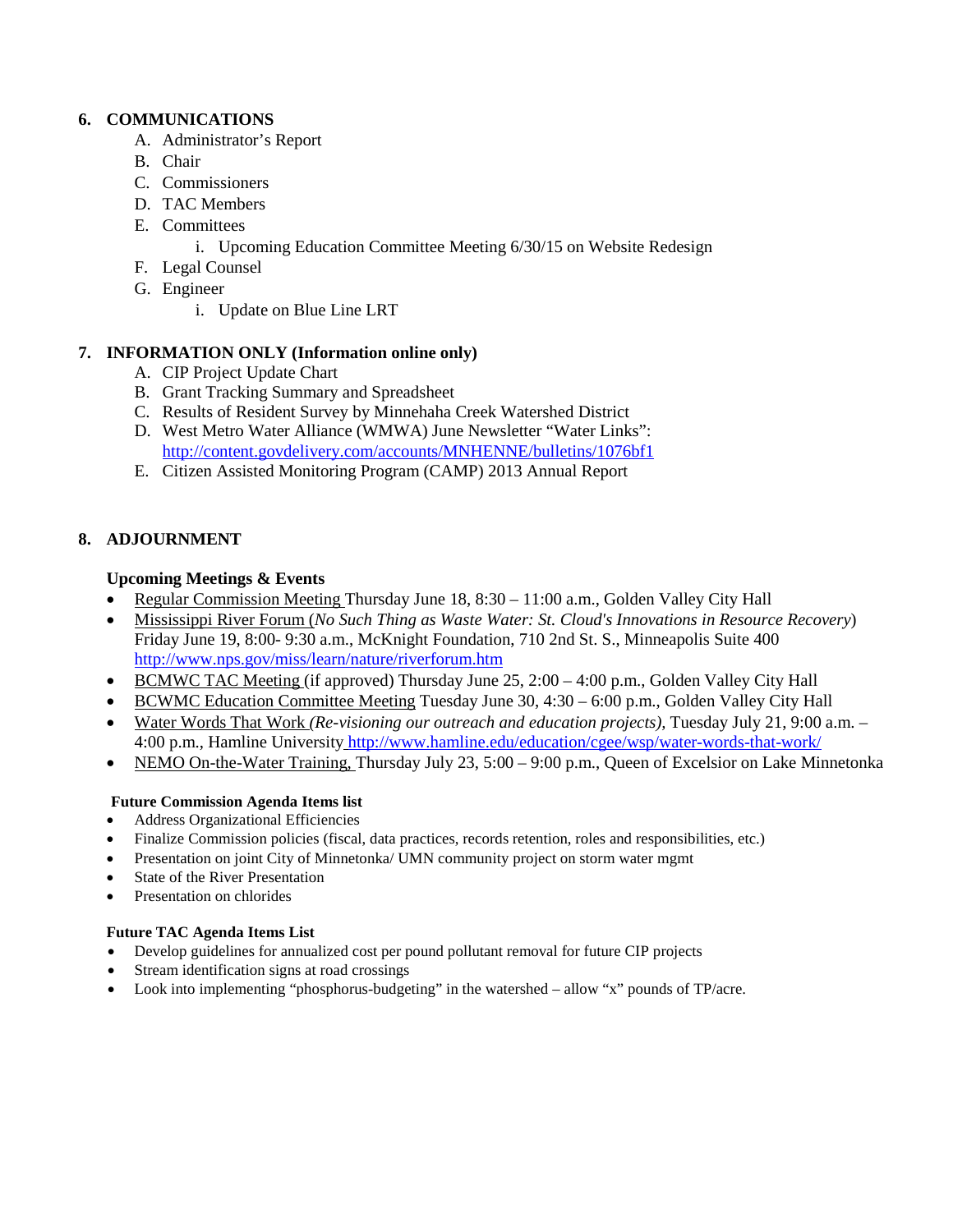**6. COMMUNICATIONS**

A. Administrator's Report
B. Chair
C. Commissioners
D. TAC Members
E. Committees
   i. Upcoming Education Committee Meeting 6/30/15 on Website Redesign
F. Legal Counsel
G. Engineer
   i. Update on Blue Line LRT

**7. INFORMATION ONLY (Information online only)**

A. CIP Project Update Chart
B. Grant Tracking Summary and Spreadsheet
C. Results of Resident Survey by Minnehaha Creek Watershed District
D. West Metro Water Alliance (WMWA) June Newsletter "Water Links": http://content.govdelivery.com/accounts/MNHENNE/bulletins/1076bf1
E. Citizen Assisted Monitoring Program (CAMP) 2013 Annual Report

**8. ADJOURNMENT**

**Upcoming Meetings & Events**

- Regular Commission Meeting Thursday June 18, 8:30 – 11:00 a.m., Golden Valley City Hall
- Mississippi River Forum (*No Such Thing as Waste Water: St. Cloud's Innovations in Resource Recovery*) Friday June 19, 8:00- 9:30 a.m., McKnight Foundation, 710 2nd St. S., Minneapolis Suite 400 http://www.nps.gov/miss/learn/nature/riverforum.htm
- BCMWC TAC Meeting (if approved) Thursday June 25, 2:00 – 4:00 p.m., Golden Valley City Hall
- BCWMC Education Committee Meeting Tuesday June 30, 4:30 – 6:00 p.m., Golden Valley City Hall
- Water Words That Work *(Re-visioning our outreach and education projects),* Tuesday July 21, 9:00 a.m. – 4:00 p.m., Hamline University http://www.hamline.edu/education/cgee/wsp/water-words-that-work/
- NEMO On-the-Water Training, Thursday July 23, 5:00 – 9:00 p.m., Queen of Excelsior on Lake Minnetonka

**Future Commission Agenda Items list**

- Address Organizational Efficiencies
- Finalize Commission policies (fiscal, data practices, records retention, roles and responsibilities, etc.)
- Presentation on joint City of Minnetonka/ UMN community project on storm water mgmt
- State of the River Presentation
- Presentation on chlorides

**Future TAC Agenda Items List**

- Develop guidelines for annualized cost per pound pollutant removal for future CIP projects
- Stream identification signs at road crossings
- Look into implementing "phosphorus-budgeting" in the watershed – allow "x" pounds of TP/acre.